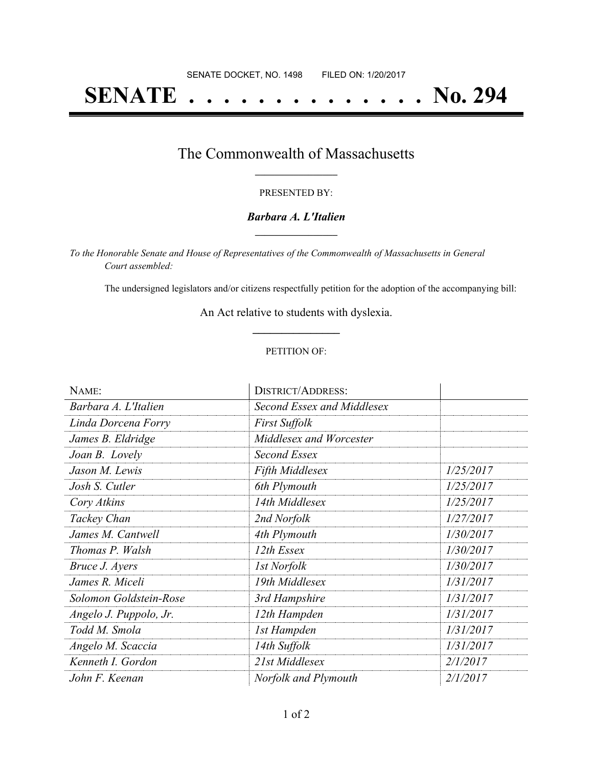SENATE DOCKET, NO. 1498        FILED ON: 1/20/2017

# SENATE . . . . . . . . . . . . . . . No. 294

## The Commonwealth of Massachusetts

PRESENTED BY:

***Barbara A. L'Italien***

*To the Honorable Senate and House of Representatives of the Commonwealth of Massachusetts in General Court assembled:*

The undersigned legislators and/or citizens respectfully petition for the adoption of the accompanying bill:

An Act relative to students with dyslexia.

PETITION OF:

| NAME: | DISTRICT/ADDRESS: | |
|---|---|---|
| *Barbara A. L'Italien* | *Second Essex and Middlesex* | |
| *Linda Dorcena Forry* | *First Suffolk* | |
| *James B. Eldridge* | *Middlesex and Worcester* | |
| *Joan B. Lovely* | *Second Essex* | |
| *Jason M. Lewis* | *Fifth Middlesex* | *1/25/2017* |
| *Josh S. Cutler* | *6th Plymouth* | *1/25/2017* |
| *Cory Atkins* | *14th Middlesex* | *1/25/2017* |
| *Tackey Chan* | *2nd Norfolk* | *1/27/2017* |
| *James M. Cantwell* | *4th Plymouth* | *1/30/2017* |
| *Thomas P. Walsh* | *12th Essex* | *1/30/2017* |
| *Bruce J. Ayers* | *1st Norfolk* | *1/30/2017* |
| *James R. Miceli* | *19th Middlesex* | *1/31/2017* |
| *Solomon Goldstein-Rose* | *3rd Hampshire* | *1/31/2017* |
| *Angelo J. Puppolo, Jr.* | *12th Hampden* | *1/31/2017* |
| *Todd M. Smola* | *1st Hampden* | *1/31/2017* |
| *Angelo M. Scaccia* | *14th Suffolk* | *1/31/2017* |
| *Kenneth I. Gordon* | *21st Middlesex* | *2/1/2017* |
| *John F. Keenan* | *Norfolk and Plymouth* | *2/1/2017* |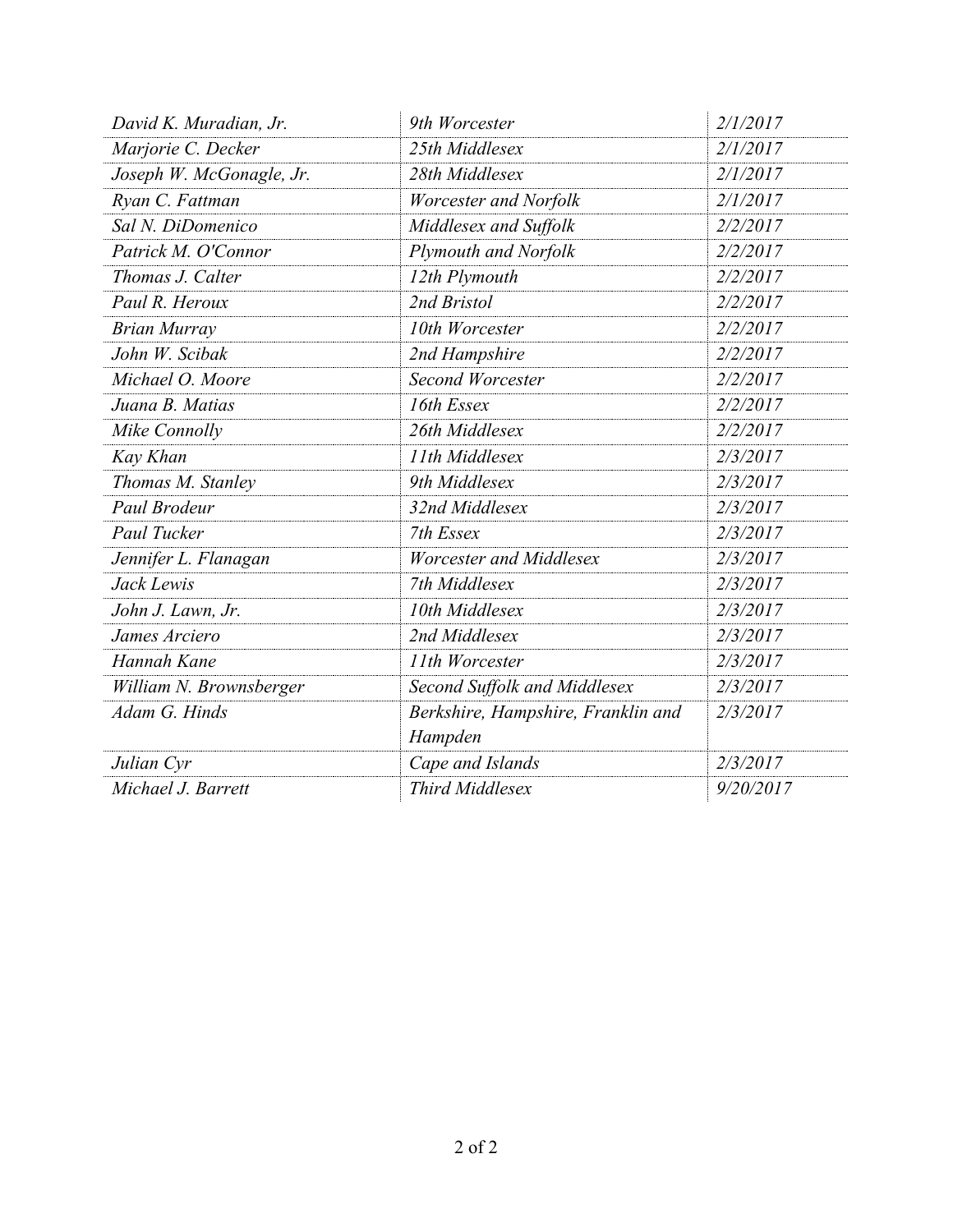| | | |
|---|---|---|
| *David K. Muradian, Jr.* | *9th Worcester* | *2/1/2017* |
| *Marjorie C. Decker* | *25th Middlesex* | *2/1/2017* |
| *Joseph W. McGonagle, Jr.* | *28th Middlesex* | *2/1/2017* |
| *Ryan C. Fattman* | *Worcester and Norfolk* | *2/1/2017* |
| *Sal N. DiDomenico* | *Middlesex and Suffolk* | *2/2/2017* |
| *Patrick M. O'Connor* | *Plymouth and Norfolk* | *2/2/2017* |
| *Thomas J. Calter* | *12th Plymouth* | *2/2/2017* |
| *Paul R. Heroux* | *2nd Bristol* | *2/2/2017* |
| *Brian Murray* | *10th Worcester* | *2/2/2017* |
| *John W. Scibak* | *2nd Hampshire* | *2/2/2017* |
| *Michael O. Moore* | *Second Worcester* | *2/2/2017* |
| *Juana B. Matias* | *16th Essex* | *2/2/2017* |
| *Mike Connolly* | *26th Middlesex* | *2/2/2017* |
| *Kay Khan* | *11th Middlesex* | *2/3/2017* |
| *Thomas M. Stanley* | *9th Middlesex* | *2/3/2017* |
| *Paul Brodeur* | *32nd Middlesex* | *2/3/2017* |
| *Paul Tucker* | *7th Essex* | *2/3/2017* |
| *Jennifer L. Flanagan* | *Worcester and Middlesex* | *2/3/2017* |
| *Jack Lewis* | *7th Middlesex* | *2/3/2017* |
| *John J. Lawn, Jr.* | *10th Middlesex* | *2/3/2017* |
| *James Arciero* | *2nd Middlesex* | *2/3/2017* |
| *Hannah Kane* | *11th Worcester* | *2/3/2017* |
| *William N. Brownsberger* | *Second Suffolk and Middlesex* | *2/3/2017* |
| *Adam G. Hinds* | *Berkshire, Hampshire, Franklin and Hampden* | *2/3/2017* |
| *Julian Cyr* | *Cape and Islands* | *2/3/2017* |
| *Michael J. Barrett* | *Third Middlesex* | *9/20/2017* |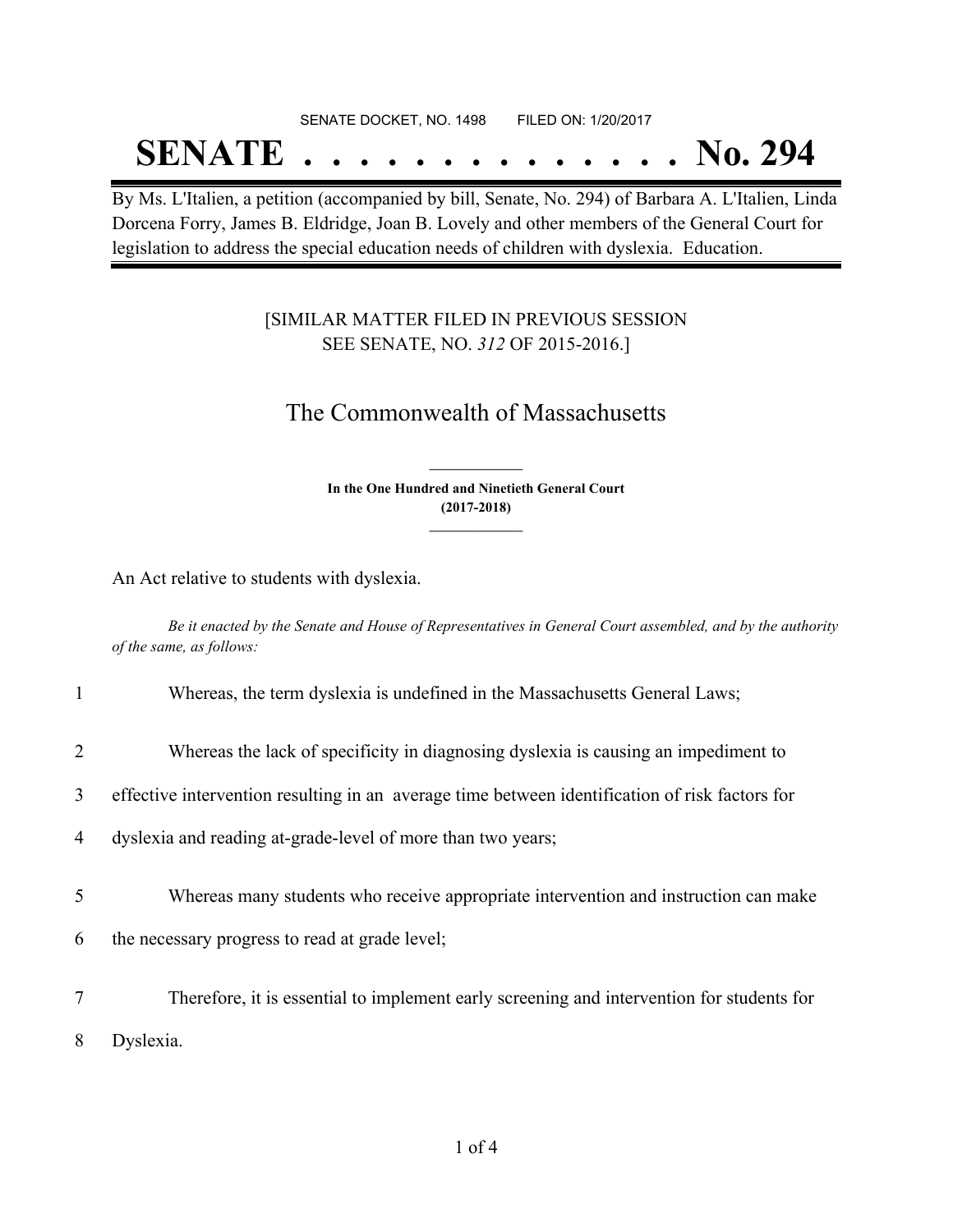SENATE DOCKET, NO. 1498 FILED ON: 1/20/2017

# SENATE . . . . . . . . . . . . . . No. 294

By Ms. L'Italien, a petition (accompanied by bill, Senate, No. 294) of Barbara A. L'Italien, Linda Dorcena Forry, James B. Eldridge, Joan B. Lovely and other members of the General Court for legislation to address the special education needs of children with dyslexia. Education.

[SIMILAR MATTER FILED IN PREVIOUS SESSION
SEE SENATE, NO. *312* OF 2015-2016.]

## The Commonwealth of Massachusetts

**In the One Hundred and Ninetieth General Court**
**(2017-2018)**

An Act relative to students with dyslexia.

*Be it enacted by the Senate and House of Representatives in General Court assembled, and by the authority of the same, as follows:*

1 Whereas, the term dyslexia is undefined in the Massachusetts General Laws;

2 Whereas the lack of specificity in diagnosing dyslexia is causing an impediment to
3 effective intervention resulting in an average time between identification of risk factors for
4 dyslexia and reading at-grade-level of more than two years;

5 Whereas many students who receive appropriate intervention and instruction can make
6 the necessary progress to read at grade level;

7 Therefore, it is essential to implement early screening and intervention for students for
8 Dyslexia.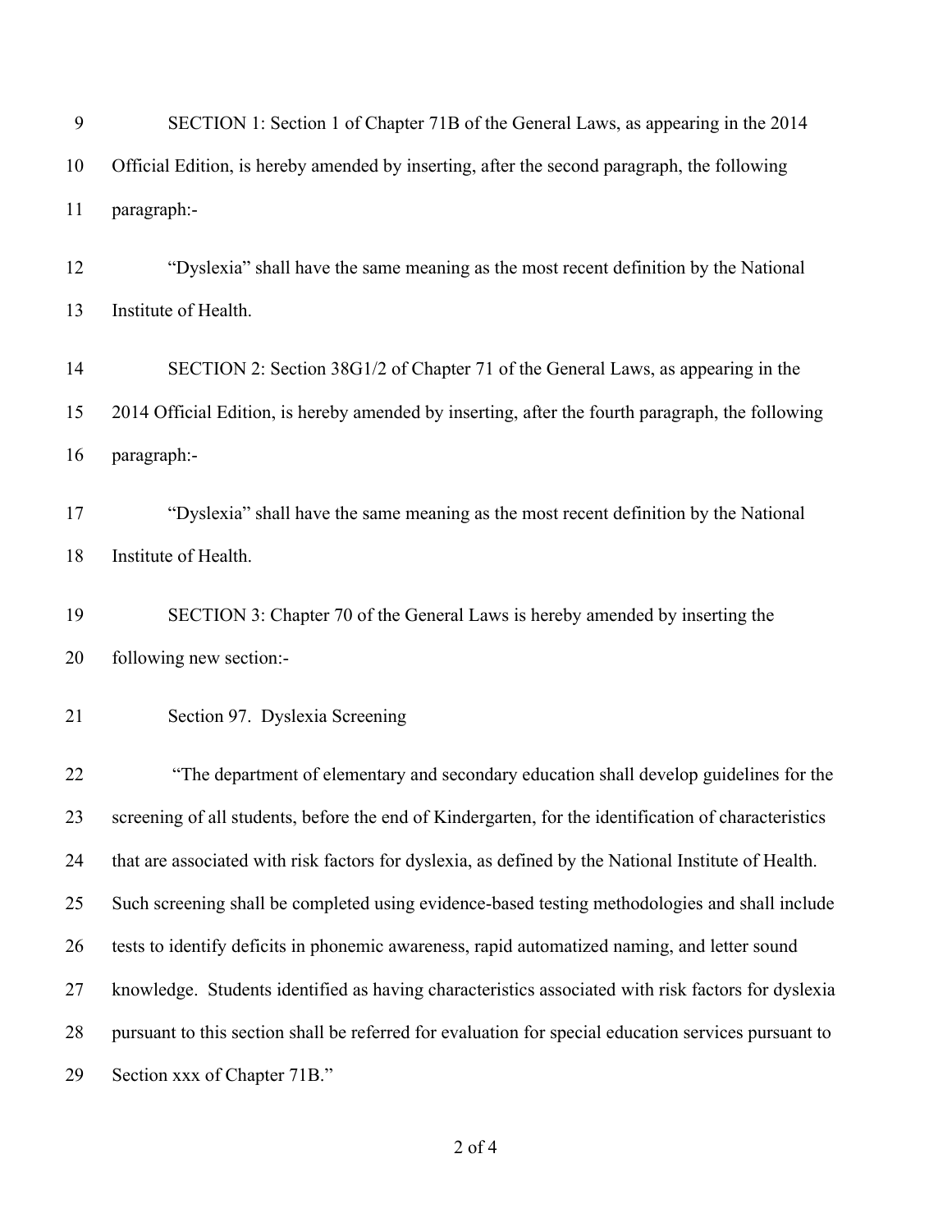SECTION 1: Section 1 of Chapter 71B of the General Laws, as appearing in the 2014 Official Edition, is hereby amended by inserting, after the second paragraph, the following paragraph:-

"Dyslexia" shall have the same meaning as the most recent definition by the National Institute of Health.

SECTION 2: Section 38G1/2 of Chapter 71 of the General Laws, as appearing in the 2014 Official Edition, is hereby amended by inserting, after the fourth paragraph, the following paragraph:-

"Dyslexia" shall have the same meaning as the most recent definition by the National Institute of Health.

SECTION 3: Chapter 70 of the General Laws is hereby amended by inserting the following new section:-

Section 97. Dyslexia Screening

"The department of elementary and secondary education shall develop guidelines for the screening of all students, before the end of Kindergarten, for the identification of characteristics that are associated with risk factors for dyslexia, as defined by the National Institute of Health. Such screening shall be completed using evidence-based testing methodologies and shall include tests to identify deficits in phonemic awareness, rapid automatized naming, and letter sound knowledge. Students identified as having characteristics associated with risk factors for dyslexia pursuant to this section shall be referred for evaluation for special education services pursuant to Section xxx of Chapter 71B."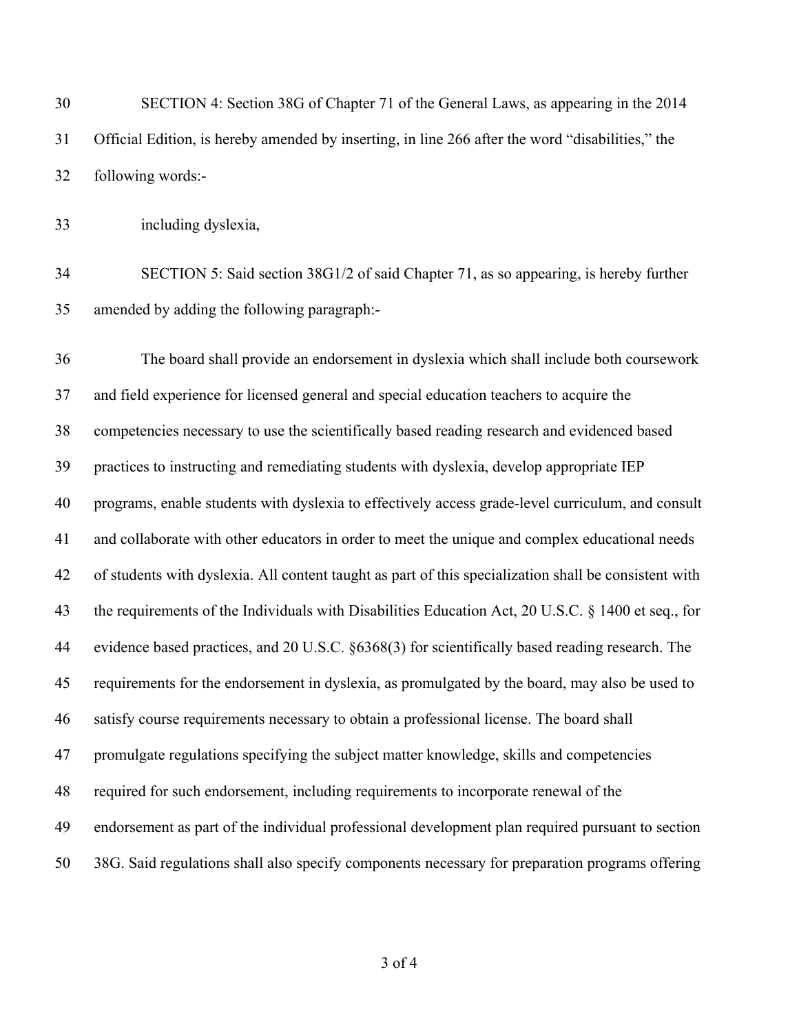SECTION 4: Section 38G of Chapter 71 of the General Laws, as appearing in the 2014 Official Edition, is hereby amended by inserting, in line 266 after the word "disabilities," the following words:-

including dyslexia,

SECTION 5: Said section 38G1/2 of said Chapter 71, as so appearing, is hereby further amended by adding the following paragraph:-

The board shall provide an endorsement in dyslexia which shall include both coursework and field experience for licensed general and special education teachers to acquire the competencies necessary to use the scientifically based reading research and evidenced based practices to instructing and remediating students with dyslexia, develop appropriate IEP programs, enable students with dyslexia to effectively access grade-level curriculum, and consult and collaborate with other educators in order to meet the unique and complex educational needs of students with dyslexia. All content taught as part of this specialization shall be consistent with the requirements of the Individuals with Disabilities Education Act, 20 U.S.C. § 1400 et seq., for evidence based practices, and 20 U.S.C. §6368(3) for scientifically based reading research. The requirements for the endorsement in dyslexia, as promulgated by the board, may also be used to satisfy course requirements necessary to obtain a professional license. The board shall promulgate regulations specifying the subject matter knowledge, skills and competencies required for such endorsement, including requirements to incorporate renewal of the endorsement as part of the individual professional development plan required pursuant to section 38G. Said regulations shall also specify components necessary for preparation programs offering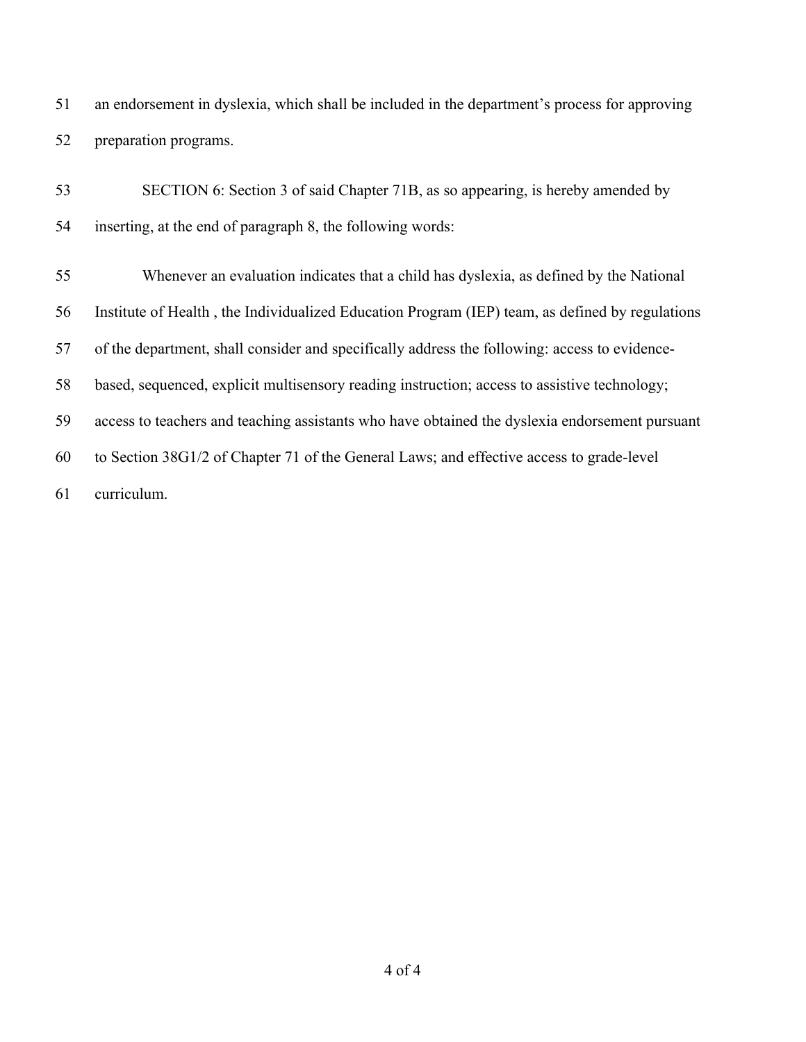an endorsement in dyslexia, which shall be included in the department's process for approving preparation programs.

SECTION 6: Section 3 of said Chapter 71B, as so appearing, is hereby amended by inserting, at the end of paragraph 8, the following words:

Whenever an evaluation indicates that a child has dyslexia, as defined by the National Institute of Health , the Individualized Education Program (IEP) team, as defined by regulations of the department, shall consider and specifically address the following: access to evidence-based, sequenced, explicit multisensory reading instruction; access to assistive technology; access to teachers and teaching assistants who have obtained the dyslexia endorsement pursuant to Section 38G1/2 of Chapter 71 of the General Laws; and effective access to grade-level curriculum.